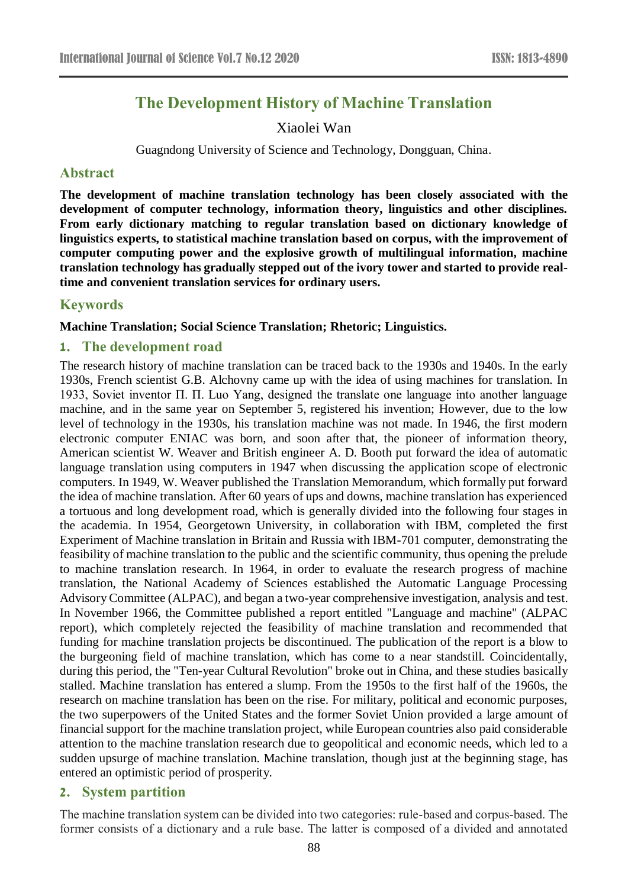# The Development History of Machine Translation

Xiaolei Wan

Guagndong University of Science and Technology, Dongguan, China.

## Abstract

**The development of machine translation technology has been closely associated with the development of computer technology, information theory, linguistics and other disciplines. From early dictionary matching to regular translation based on dictionary knowledge of linguistics experts, to statistical machine translation based on corpus, with the improvement of computer computing power and the explosive growth of multilingual information, machine translation technology has gradually stepped out of the ivory tower and started to provide real-time and convenient translation services for ordinary users.**

## Keywords

**Machine Translation; Social Science Translation; Rhetoric; Linguistics.**

## 1. The development road

The research history of machine translation can be traced back to the 1930s and 1940s. In the early 1930s, French scientist G.B. Alchovny came up with the idea of using machines for translation. In 1933, Soviet inventor П. П. Luo Yang, designed the translate one language into another language machine, and in the same year on September 5, registered his invention; However, due to the low level of technology in the 1930s, his translation machine was not made. In 1946, the first modern electronic computer ENIAC was born, and soon after that, the pioneer of information theory, American scientist W. Weaver and British engineer A. D. Booth put forward the idea of automatic language translation using computers in 1947 when discussing the application scope of electronic computers. In 1949, W. Weaver published the Translation Memorandum, which formally put forward the idea of machine translation. After 60 years of ups and downs, machine translation has experienced a tortuous and long development road, which is generally divided into the following four stages in the academia. In 1954, Georgetown University, in collaboration with IBM, completed the first Experiment of Machine translation in Britain and Russia with IBM-701 computer, demonstrating the feasibility of machine translation to the public and the scientific community, thus opening the prelude to machine translation research. In 1964, in order to evaluate the research progress of machine translation, the National Academy of Sciences established the Automatic Language Processing Advisory Committee (ALPAC), and began a two-year comprehensive investigation, analysis and test. In November 1966, the Committee published a report entitled "Language and machine" (ALPAC report), which completely rejected the feasibility of machine translation and recommended that funding for machine translation projects be discontinued. The publication of the report is a blow to the burgeoning field of machine translation, which has come to a near standstill. Coincidentally, during this period, the "Ten-year Cultural Revolution" broke out in China, and these studies basically stalled. Machine translation has entered a slump. From the 1950s to the first half of the 1960s, the research on machine translation has been on the rise. For military, political and economic purposes, the two superpowers of the United States and the former Soviet Union provided a large amount of financial support for the machine translation project, while European countries also paid considerable attention to the machine translation research due to geopolitical and economic needs, which led to a sudden upsurge of machine translation. Machine translation, though just at the beginning stage, has entered an optimistic period of prosperity.

## 2. System partition

The machine translation system can be divided into two categories: rule-based and corpus-based. The former consists of a dictionary and a rule base. The latter is composed of a divided and annotated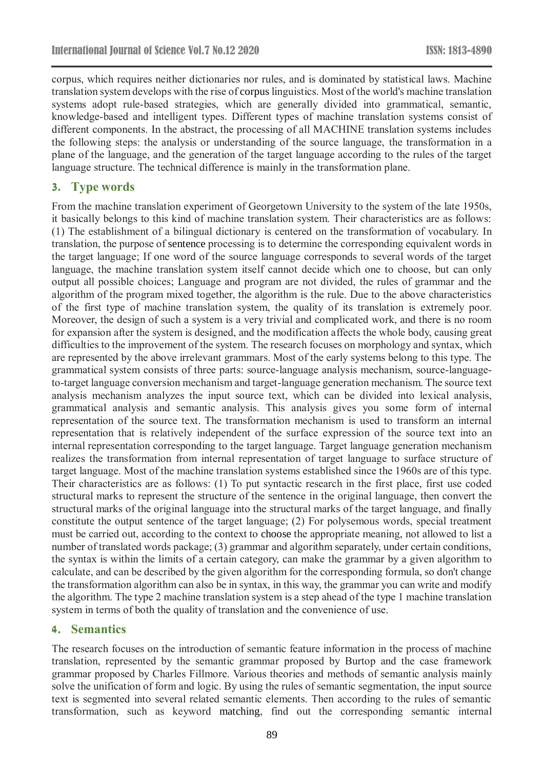corpus, which requires neither dictionaries nor rules, and is dominated by statistical laws. Machine translation system develops with the rise of corpus linguistics. Most of the world's machine translation systems adopt rule-based strategies, which are generally divided into grammatical, semantic, knowledge-based and intelligent types. Different types of machine translation systems consist of different components. In the abstract, the processing of all MACHINE translation systems includes the following steps: the analysis or understanding of the source language, the transformation in a plane of the language, and the generation of the target language according to the rules of the target language structure. The technical difference is mainly in the transformation plane.

## 3. Type words

From the machine translation experiment of Georgetown University to the system of the late 1950s, it basically belongs to this kind of machine translation system. Their characteristics are as follows: (1) The establishment of a bilingual dictionary is centered on the transformation of vocabulary. In translation, the purpose of sentence processing is to determine the corresponding equivalent words in the target language; If one word of the source language corresponds to several words of the target language, the machine translation system itself cannot decide which one to choose, but can only output all possible choices; Language and program are not divided, the rules of grammar and the algorithm of the program mixed together, the algorithm is the rule. Due to the above characteristics of the first type of machine translation system, the quality of its translation is extremely poor. Moreover, the design of such a system is a very trivial and complicated work, and there is no room for expansion after the system is designed, and the modification affects the whole body, causing great difficulties to the improvement of the system. The research focuses on morphology and syntax, which are represented by the above irrelevant grammars. Most of the early systems belong to this type. The grammatical system consists of three parts: source-language analysis mechanism, source-language-to-target language conversion mechanism and target-language generation mechanism. The source text analysis mechanism analyzes the input source text, which can be divided into lexical analysis, grammatical analysis and semantic analysis. This analysis gives you some form of internal representation of the source text. The transformation mechanism is used to transform an internal representation that is relatively independent of the surface expression of the source text into an internal representation corresponding to the target language. Target language generation mechanism realizes the transformation from internal representation of target language to surface structure of target language. Most of the machine translation systems established since the 1960s are of this type. Their characteristics are as follows: (1) To put syntactic research in the first place, first use coded structural marks to represent the structure of the sentence in the original language, then convert the structural marks of the original language into the structural marks of the target language, and finally constitute the output sentence of the target language; (2) For polysemous words, special treatment must be carried out, according to the context to choose the appropriate meaning, not allowed to list a number of translated words package; (3) grammar and algorithm separately, under certain conditions, the syntax is within the limits of a certain category, can make the grammar by a given algorithm to calculate, and can be described by the given algorithm for the corresponding formula, so don't change the transformation algorithm can also be in syntax, in this way, the grammar you can write and modify the algorithm. The type 2 machine translation system is a step ahead of the type 1 machine translation system in terms of both the quality of translation and the convenience of use.

## 4. Semantics

The research focuses on the introduction of semantic feature information in the process of machine translation, represented by the semantic grammar proposed by Burtop and the case framework grammar proposed by Charles Fillmore. Various theories and methods of semantic analysis mainly solve the unification of form and logic. By using the rules of semantic segmentation, the input source text is segmented into several related semantic elements. Then according to the rules of semantic transformation, such as keyword matching, find out the corresponding semantic internal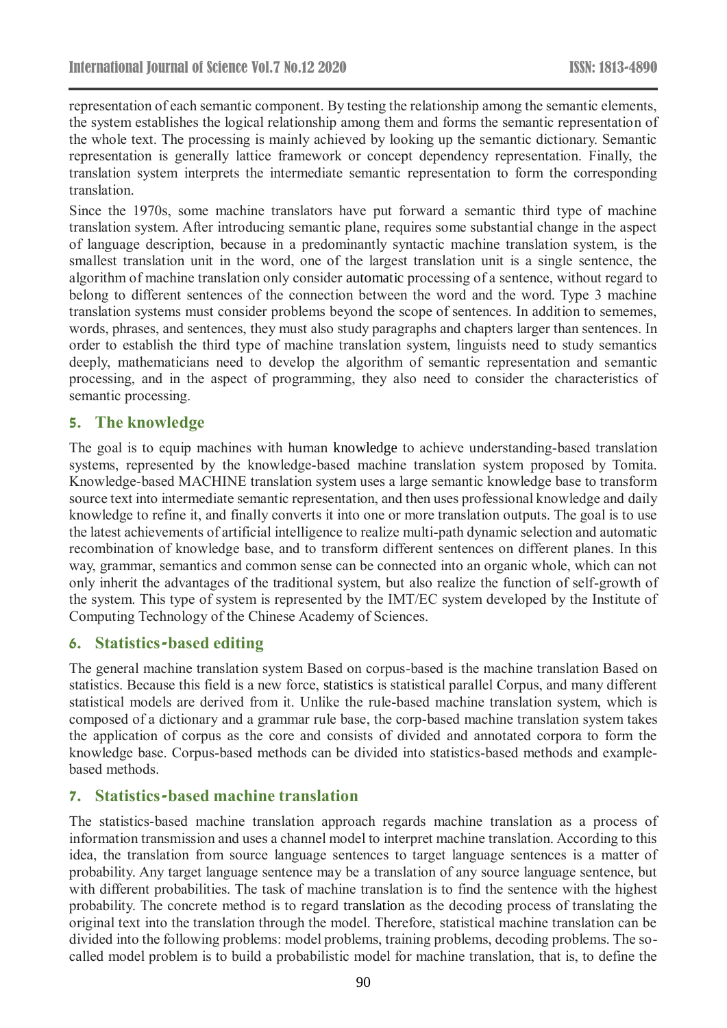representation of each semantic component. By testing the relationship among the semantic elements, the system establishes the logical relationship among them and forms the semantic representation of the whole text. The processing is mainly achieved by looking up the semantic dictionary. Semantic representation is generally lattice framework or concept dependency representation. Finally, the translation system interprets the intermediate semantic representation to form the corresponding translation.

Since the 1970s, some machine translators have put forward a semantic third type of machine translation system. After introducing semantic plane, requires some substantial change in the aspect of language description, because in a predominantly syntactic machine translation system, is the smallest translation unit in the word, one of the largest translation unit is a single sentence, the algorithm of machine translation only consider automatic processing of a sentence, without regard to belong to different sentences of the connection between the word and the word. Type 3 machine translation systems must consider problems beyond the scope of sentences. In addition to sememes, words, phrases, and sentences, they must also study paragraphs and chapters larger than sentences. In order to establish the third type of machine translation system, linguists need to study semantics deeply, mathematicians need to develop the algorithm of semantic representation and semantic processing, and in the aspect of programming, they also need to consider the characteristics of semantic processing.

## 5. The knowledge

The goal is to equip machines with human knowledge to achieve understanding-based translation systems, represented by the knowledge-based machine translation system proposed by Tomita. Knowledge-based MACHINE translation system uses a large semantic knowledge base to transform source text into intermediate semantic representation, and then uses professional knowledge and daily knowledge to refine it, and finally converts it into one or more translation outputs. The goal is to use the latest achievements of artificial intelligence to realize multi-path dynamic selection and automatic recombination of knowledge base, and to transform different sentences on different planes. In this way, grammar, semantics and common sense can be connected into an organic whole, which can not only inherit the advantages of the traditional system, but also realize the function of self-growth of the system. This type of system is represented by the IMT/EC system developed by the Institute of Computing Technology of the Chinese Academy of Sciences.

## 6. Statistics-based editing

The general machine translation system Based on corpus-based is the machine translation Based on statistics. Because this field is a new force, statistics is statistical parallel Corpus, and many different statistical models are derived from it. Unlike the rule-based machine translation system, which is composed of a dictionary and a grammar rule base, the corp-based machine translation system takes the application of corpus as the core and consists of divided and annotated corpora to form the knowledge base. Corpus-based methods can be divided into statistics-based methods and example-based methods.

## 7. Statistics-based machine translation

The statistics-based machine translation approach regards machine translation as a process of information transmission and uses a channel model to interpret machine translation. According to this idea, the translation from source language sentences to target language sentences is a matter of probability. Any target language sentence may be a translation of any source language sentence, but with different probabilities. The task of machine translation is to find the sentence with the highest probability. The concrete method is to regard translation as the decoding process of translating the original text into the translation through the model. Therefore, statistical machine translation can be divided into the following problems: model problems, training problems, decoding problems. The so-called model problem is to build a probabilistic model for machine translation, that is, to define the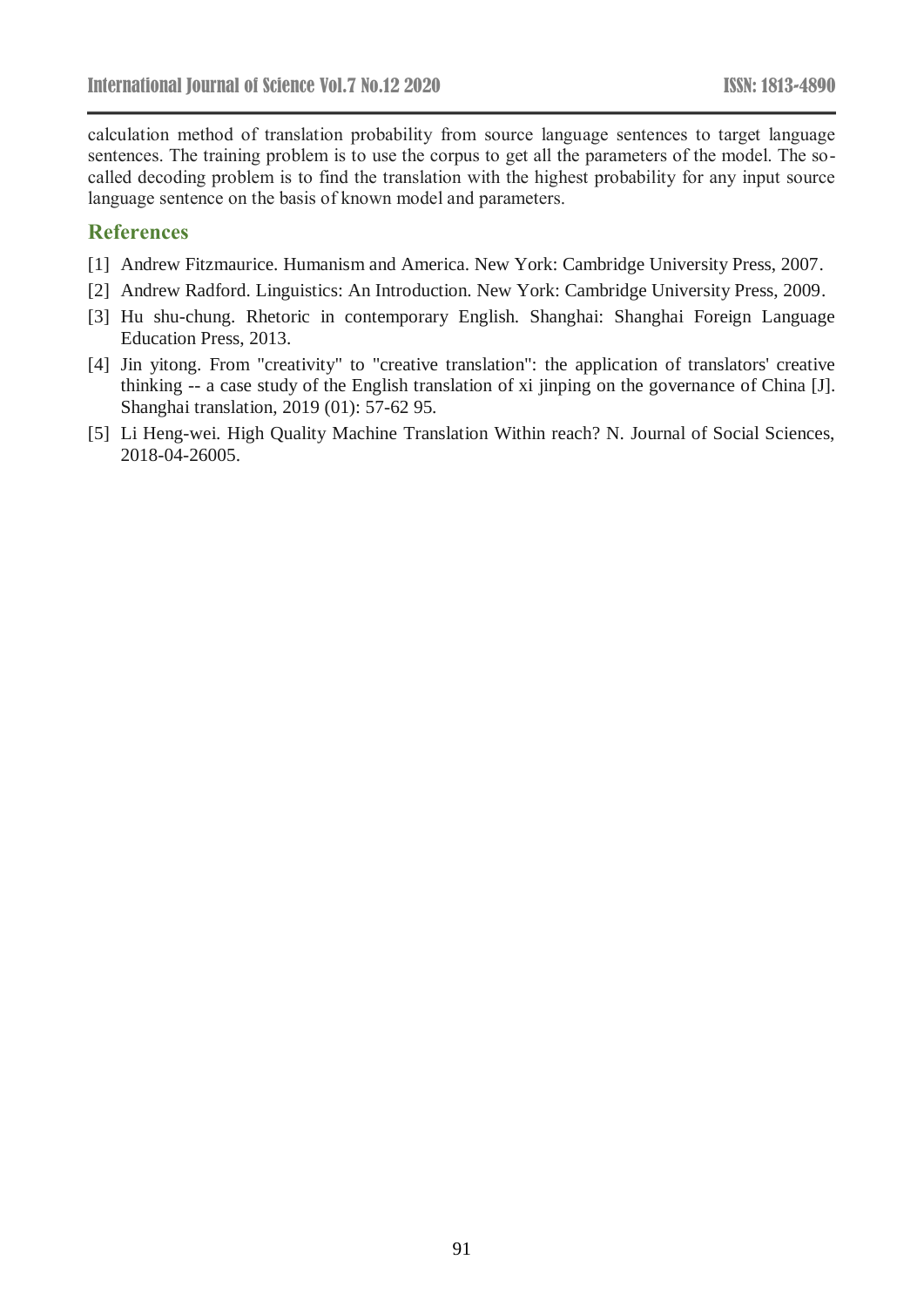calculation method of translation probability from source language sentences to target language sentences. The training problem is to use the corpus to get all the parameters of the model. The so-called decoding problem is to find the translation with the highest probability for any input source language sentence on the basis of known model and parameters.

## References

[1] Andrew Fitzmaurice. Humanism and America. New York: Cambridge University Press, 2007.

[2] Andrew Radford. Linguistics: An Introduction. New York: Cambridge University Press, 2009.

[3] Hu shu-chung. Rhetoric in contemporary English. Shanghai: Shanghai Foreign Language Education Press, 2013.

[4] Jin yitong. From "creativity" to "creative translation": the application of translators' creative thinking -- a case study of the English translation of xi jinping on the governance of China [J]. Shanghai translation, 2019 (01): 57-62 95.

[5] Li Heng-wei. High Quality Machine Translation Within reach? N. Journal of Social Sciences, 2018-04-26005.